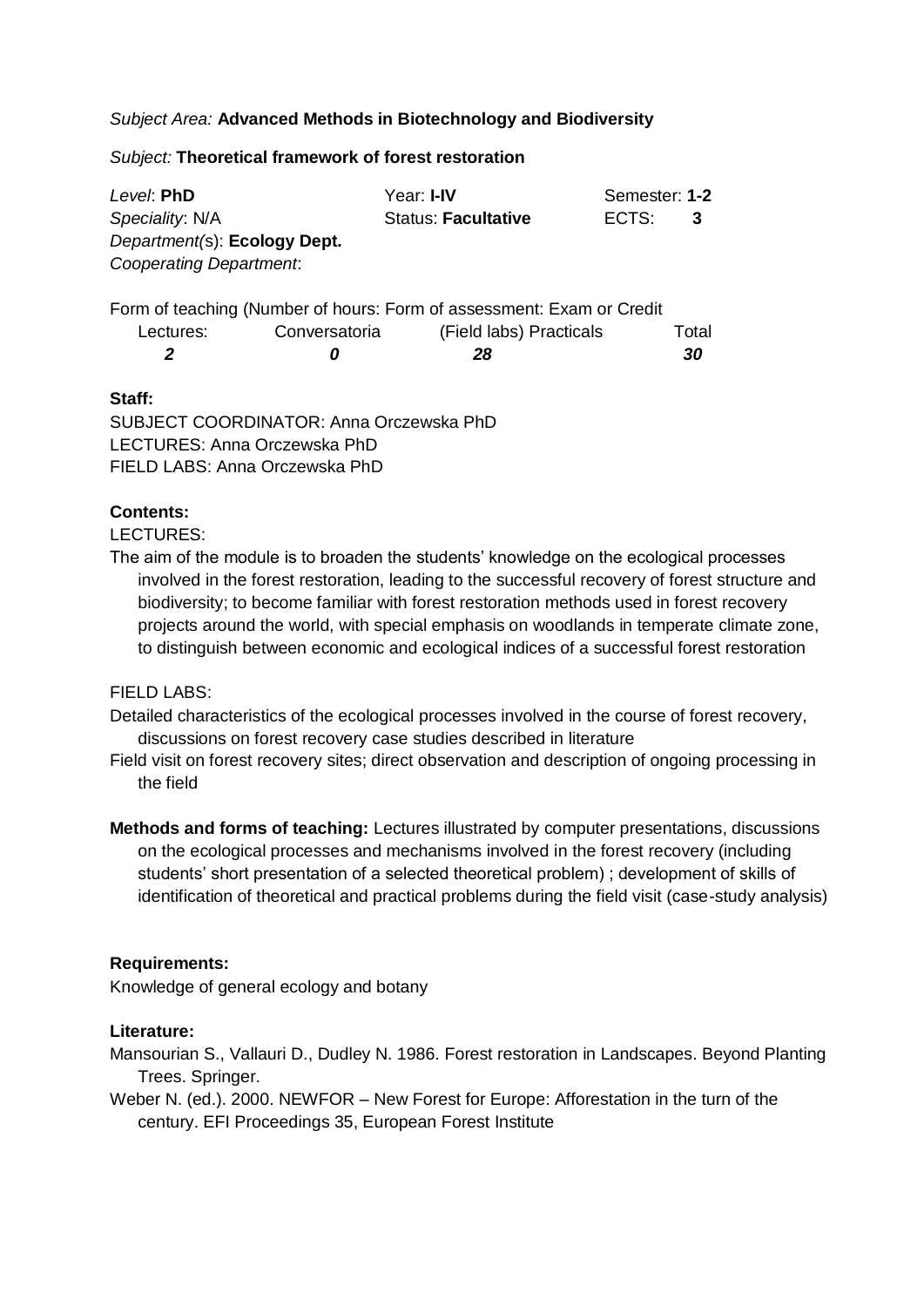*Subject Area:* **Advanced Methods in Biotechnology and Biodiversity**

*Subject:* **Theoretical framework of forest restoration**

| *Level*: **PhD** | Year: **I-IV** | Semester: **1-2** |
|---|---|---|
| *Speciality*: N/A | Status: **Facultative** | ECTS: **3** |
| *Department(s)*: **Ecology Dept.** | | |
| *Cooperating Department*: | | |

Form of teaching (Number of hours: Form of assessment: Exam or Credit

| Lectures: | Conversatoria | (Field labs) Practicals | Total |
|---|---|---|---|
| ***2*** | ***0*** | ***28*** | ***30*** |

**Staff:**

SUBJECT COORDINATOR: Anna Orczewska PhD
LECTURES: Anna Orczewska PhD
FIELD LABS: Anna Orczewska PhD

**Contents:**

LECTURES:

The aim of the module is to broaden the students' knowledge on the ecological processes involved in the forest restoration, leading to the successful recovery of forest structure and biodiversity; to become familiar with forest restoration methods used in forest recovery projects around the world, with special emphasis on woodlands in temperate climate zone, to distinguish between economic and ecological indices of a successful forest restoration

FIELD LABS:

Detailed characteristics of the ecological processes involved in the course of forest recovery, discussions on forest recovery case studies described in literature

Field visit on forest recovery sites; direct observation and description of ongoing processing in the field

**Methods and forms of teaching:** Lectures illustrated by computer presentations, discussions on the ecological processes and mechanisms involved in the forest recovery (including students' short presentation of a selected theoretical problem) ; development of skills of identification of theoretical and practical problems during the field visit (case-study analysis)

**Requirements:**

Knowledge of general ecology and botany

**Literature:**

Mansourian S., Vallauri D., Dudley N. 1986. Forest restoration in Landscapes. Beyond Planting Trees. Springer.

Weber N. (ed.). 2000. NEWFOR – New Forest for Europe: Afforestation in the turn of the century. EFI Proceedings 35, European Forest Institute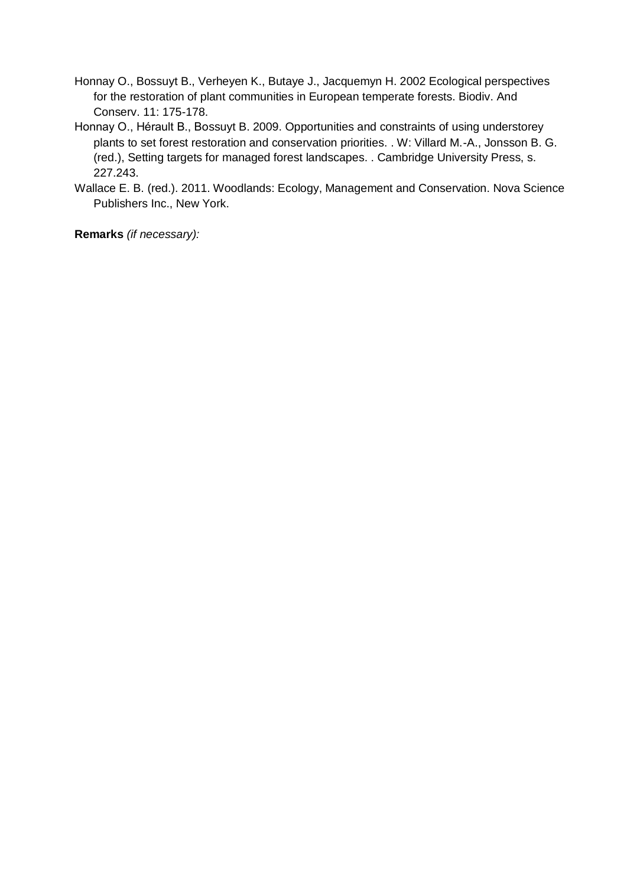Honnay O., Bossuyt B., Verheyen K., Butaye J., Jacquemyn H. 2002 Ecological perspectives for the restoration of plant communities in European temperate forests. Biodiv. And Conserv. 11: 175-178.

Honnay O., Hérault B., Bossuyt B. 2009. Opportunities and constraints of using understorey plants to set forest restoration and conservation priorities. . W: Villard M.-A., Jonsson B. G. (red.), Setting targets for managed forest landscapes. . Cambridge University Press, s. 227.243.

Wallace E. B. (red.). 2011. Woodlands: Ecology, Management and Conservation. Nova Science Publishers Inc., New York.

**Remarks** *(if necessary):*